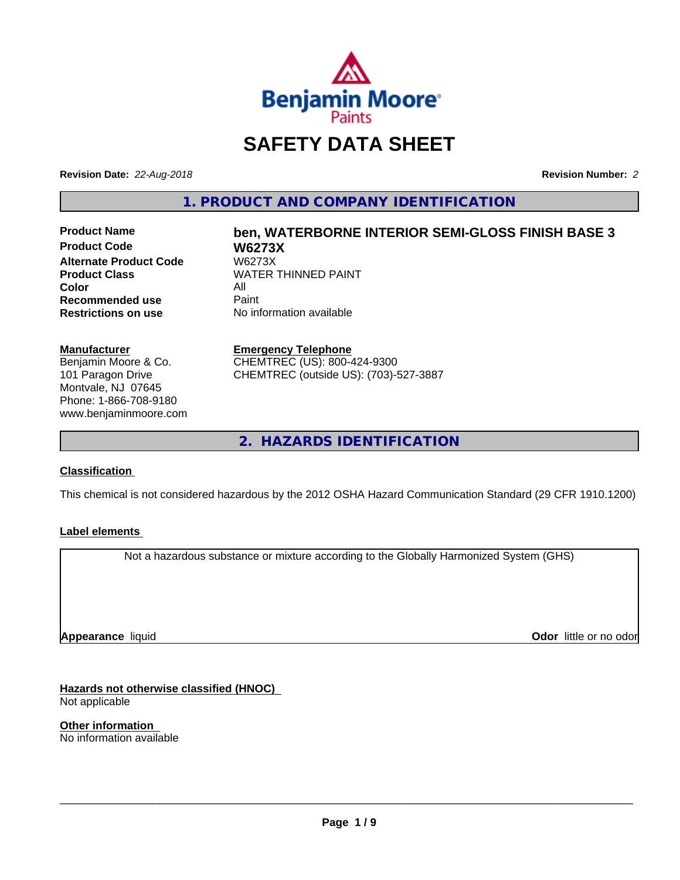# SAFETY DATA SHEET

**Revision Date:** *22-Aug-2018*

**Revision Number:** *2*

## 1. PRODUCT AND COMPANY IDENTIFICATION

| | |
|---|---|
| **Product Name** | **ben, WATERBORNE INTERIOR SEMI-GLOSS FINISH BASE 3** |
| **Product Code** | **W6273X** |
| **Alternate Product Code** | W6273X |
| **Product Class** | WATER THINNED PAINT |
| **Color** | All |
| **Recommended use** | Paint |
| **Restrictions on use** | No information available |

**Manufacturer**
Benjamin Moore & Co.
101 Paragon Drive
Montvale, NJ 07645
Phone: 1-866-708-9180
www.benjaminmoore.com

**Emergency Telephone**
CHEMTREC (US): 800-424-9300
CHEMTREC (outside US): (703)-527-3887

## 2. HAZARDS IDENTIFICATION

**Classification**

This chemical is not considered hazardous by the 2012 OSHA Hazard Communication Standard (29 CFR 1910.1200)

**Label elements**

Not a hazardous substance or mixture according to the Globally Harmonized System (GHS)

**Appearance** liquid

**Odor** little or no odor

**Hazards not otherwise classified (HNOC)**
Not applicable

**Other information**
No information available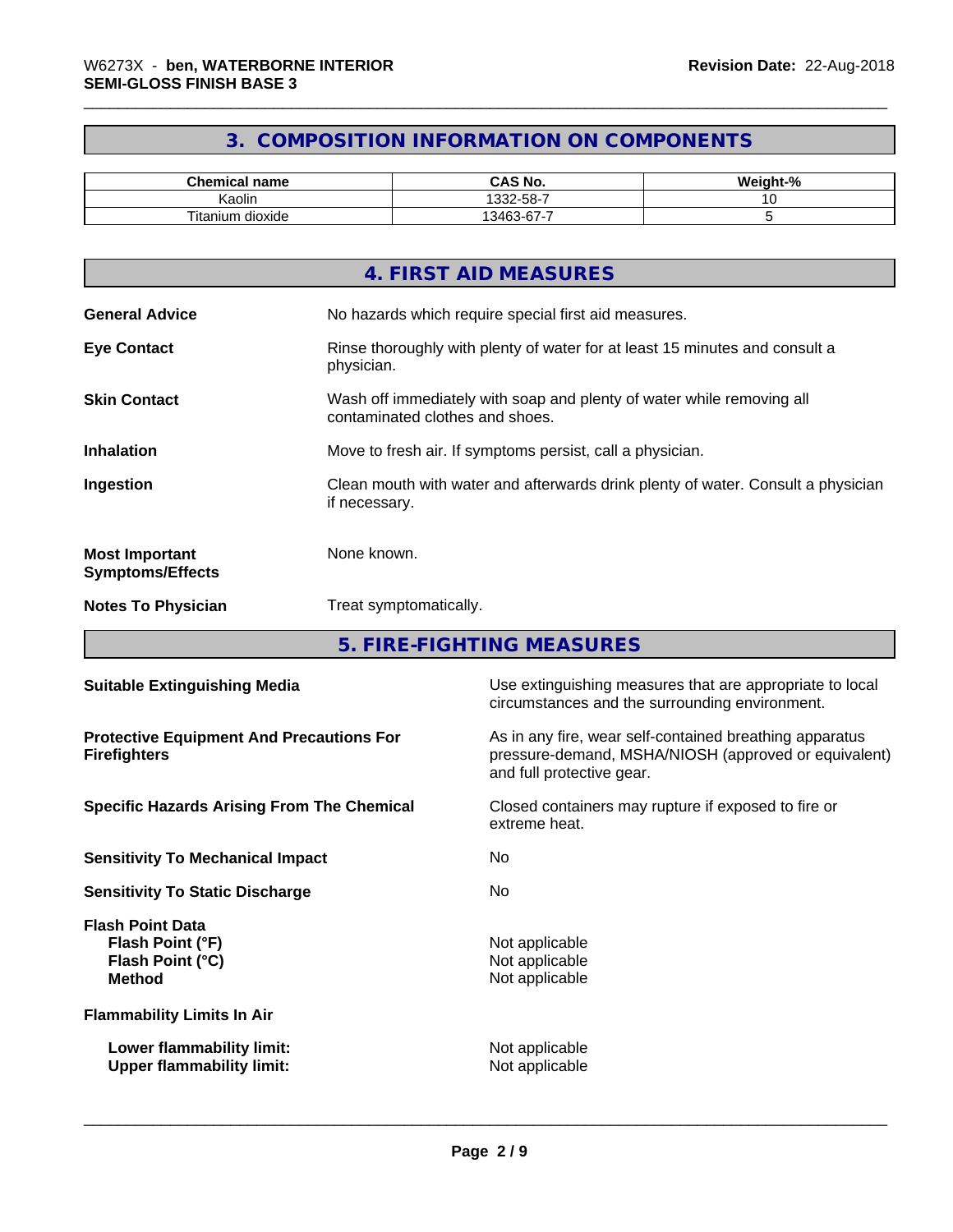## 3. COMPOSITION INFORMATION ON COMPONENTS

| Chemical name | CAS No. | Weight-% |
|---|---|---|
| Kaolin | 1332-58-7 | 10 |
| Titanium dioxide | 13463-67-7 | 5 |

## 4. FIRST AID MEASURES

**General Advice** No hazards which require special first aid measures.

**Eye Contact** Rinse thoroughly with plenty of water for at least 15 minutes and consult a physician.

**Skin Contact** Wash off immediately with soap and plenty of water while removing all contaminated clothes and shoes.

**Inhalation** Move to fresh air. If symptoms persist, call a physician.

**Ingestion** Clean mouth with water and afterwards drink plenty of water. Consult a physician if necessary.

**Most Important Symptoms/Effects** None known.

**Notes To Physician** Treat symptomatically.

## 5. FIRE-FIGHTING MEASURES

**Suitable Extinguishing Media** Use extinguishing measures that are appropriate to local circumstances and the surrounding environment.

**Protective Equipment And Precautions For Firefighters** As in any fire, wear self-contained breathing apparatus pressure-demand, MSHA/NIOSH (approved or equivalent) and full protective gear.

**Specific Hazards Arising From The Chemical** Closed containers may rupture if exposed to fire or extreme heat.

**Sensitivity To Mechanical Impact** No

**Sensitivity To Static Discharge** No

**Flash Point Data**
- **Flash Point (°F)** Not applicable
- **Flash Point (°C)** Not applicable
- **Method** Not applicable

**Flammability Limits In Air**
- **Lower flammability limit:** Not applicable
- **Upper flammability limit:** Not applicable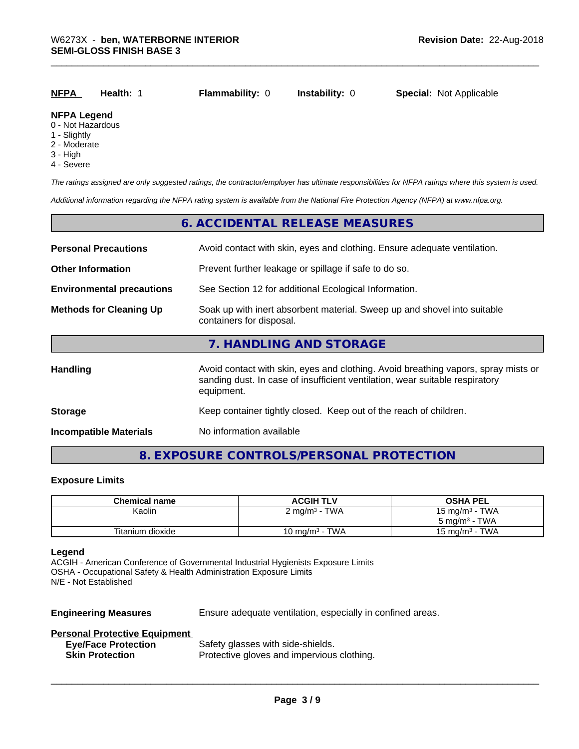| **NFPA** | **Health:** 1 | **Flammability:** 0 | **Instability:** 0 | **Special:** Not Applicable |
|---|---|---|---|---|

**NFPA Legend**
0 - Not Hazardous
1 - Slightly
2 - Moderate
3 - High
4 - Severe

*The ratings assigned are only suggested ratings, the contractor/employer has ultimate responsibilities for NFPA ratings where this system is used.*

*Additional information regarding the NFPA rating system is available from the National Fire Protection Agency (NFPA) at www.nfpa.org.*

## 6. ACCIDENTAL RELEASE MEASURES

**Personal Precautions** Avoid contact with skin, eyes and clothing. Ensure adequate ventilation.

**Other Information** Prevent further leakage or spillage if safe to do so.

**Environmental precautions** See Section 12 for additional Ecological Information.

**Methods for Cleaning Up** Soak up with inert absorbent material. Sweep up and shovel into suitable containers for disposal.

## 7. HANDLING AND STORAGE

**Handling** Avoid contact with skin, eyes and clothing. Avoid breathing vapors, spray mists or sanding dust. In case of insufficient ventilation, wear suitable respiratory equipment.

**Storage** Keep container tightly closed. Keep out of the reach of children.

**Incompatible Materials** No information available

## 8. EXPOSURE CONTROLS/PERSONAL PROTECTION

**Exposure Limits**

| Chemical name | ACGIH TLV | OSHA PEL |
|---|---|---|
| Kaolin | 2 mg/m³ - TWA | 15 mg/m³ - TWA<br>5 mg/m³ - TWA |
| Titanium dioxide | 10 mg/m³ - TWA | 15 mg/m³ - TWA |

**Legend**
ACGIH - American Conference of Governmental Industrial Hygienists Exposure Limits
OSHA - Occupational Safety & Health Administration Exposure Limits
N/E - Not Established

**Engineering Measures** Ensure adequate ventilation, especially in confined areas.

**Personal Protective Equipment**
**Eye/Face Protection** Safety glasses with side-shields.
**Skin Protection** Protective gloves and impervious clothing.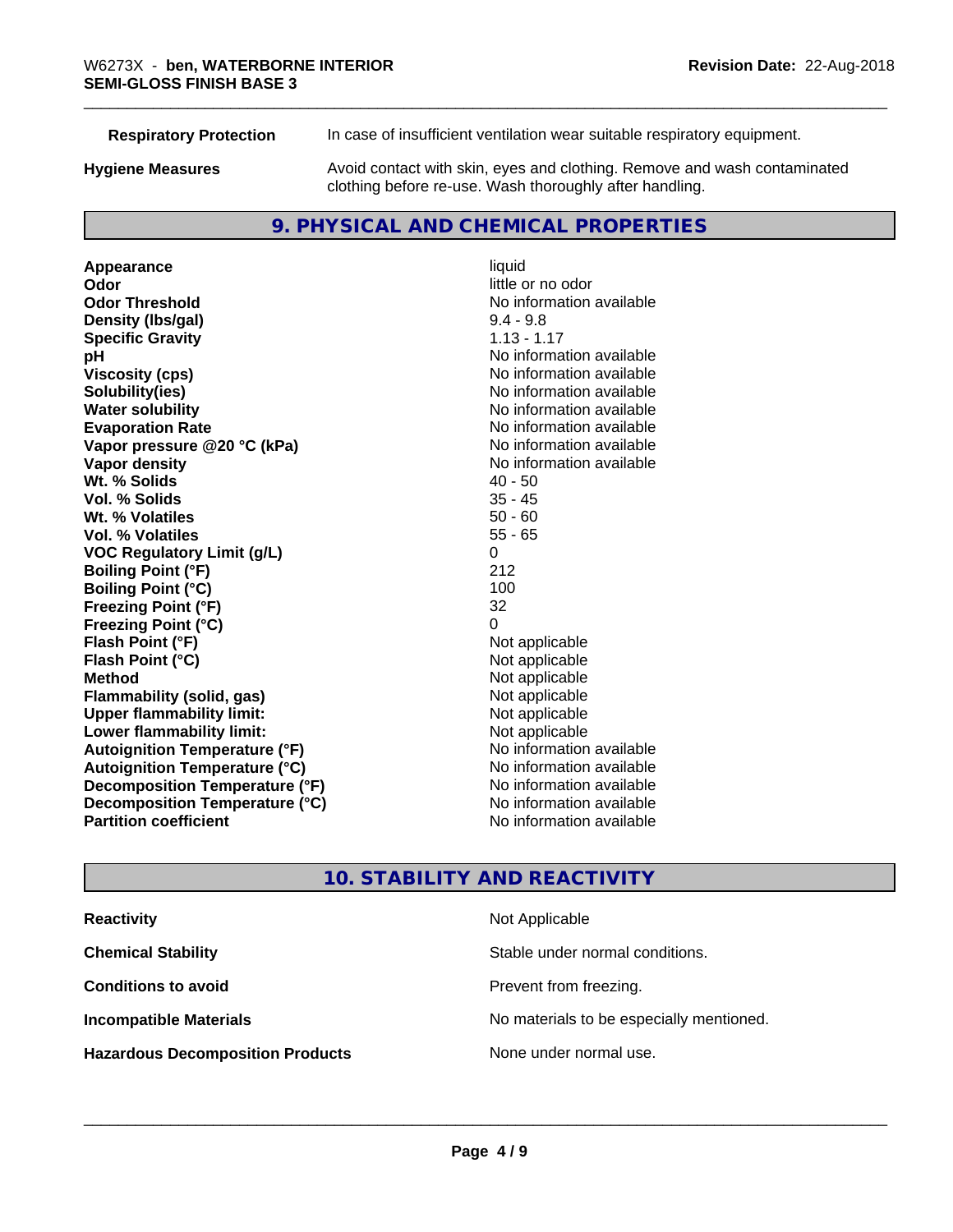**Respiratory Protection** In case of insufficient ventilation wear suitable respiratory equipment.

**Hygiene Measures** Avoid contact with skin, eyes and clothing. Remove and wash contaminated clothing before re-use. Wash thoroughly after handling.

## 9. PHYSICAL AND CHEMICAL PROPERTIES

| | |
|---|---|
| **Appearance** | liquid |
| **Odor** | little or no odor |
| **Odor Threshold** | No information available |
| **Density (lbs/gal)** | 9.4 - 9.8 |
| **Specific Gravity** | 1.13 - 1.17 |
| **pH** | No information available |
| **Viscosity (cps)** | No information available |
| **Solubility(ies)** | No information available |
| **Water solubility** | No information available |
| **Evaporation Rate** | No information available |
| **Vapor pressure @20 °C (kPa)** | No information available |
| **Vapor density** | No information available |
| **Wt. % Solids** | 40 - 50 |
| **Vol. % Solids** | 35 - 45 |
| **Wt. % Volatiles** | 50 - 60 |
| **Vol. % Volatiles** | 55 - 65 |
| **VOC Regulatory Limit (g/L)** | 0 |
| **Boiling Point (°F)** | 212 |
| **Boiling Point (°C)** | 100 |
| **Freezing Point (°F)** | 32 |
| **Freezing Point (°C)** | 0 |
| **Flash Point (°F)** | Not applicable |
| **Flash Point (°C)** | Not applicable |
| **Method** | Not applicable |
| **Flammability (solid, gas)** | Not applicable |
| **Upper flammability limit:** | Not applicable |
| **Lower flammability limit:** | Not applicable |
| **Autoignition Temperature (°F)** | No information available |
| **Autoignition Temperature (°C)** | No information available |
| **Decomposition Temperature (°F)** | No information available |
| **Decomposition Temperature (°C)** | No information available |
| **Partition coefficient** | No information available |

## 10. STABILITY AND REACTIVITY

| | |
|---|---|
| **Reactivity** | Not Applicable |
| **Chemical Stability** | Stable under normal conditions. |
| **Conditions to avoid** | Prevent from freezing. |
| **Incompatible Materials** | No materials to be especially mentioned. |
| **Hazardous Decomposition Products** | None under normal use. |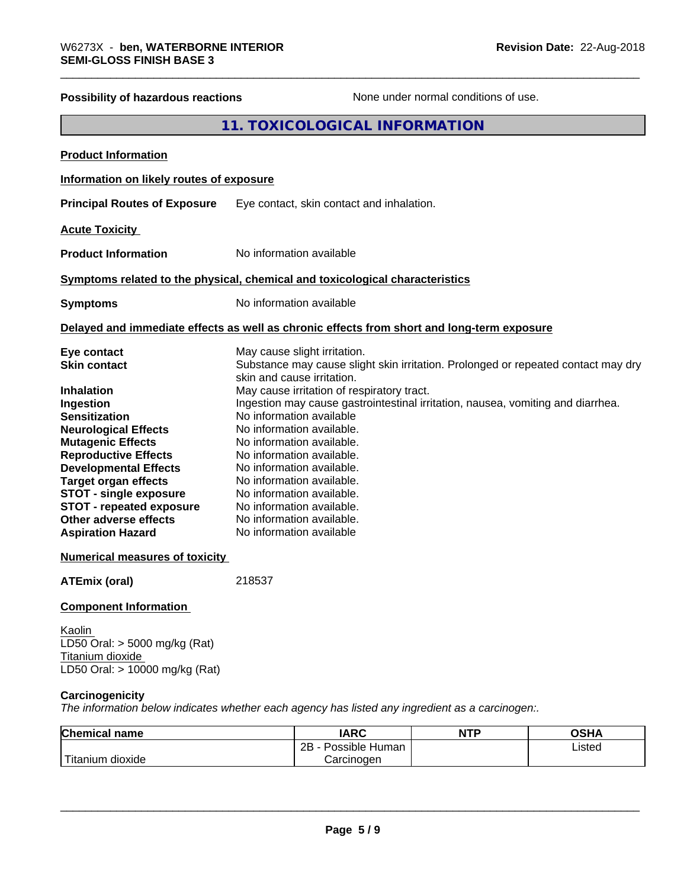**Possibility of hazardous reactions** None under normal conditions of use.

## 11. TOXICOLOGICAL INFORMATION

**Product Information**

**Information on likely routes of exposure**

**Principal Routes of Exposure** Eye contact, skin contact and inhalation.

**Acute Toxicity**

**Product Information** No information available

**Symptoms related to the physical, chemical and toxicological characteristics**

**Symptoms** No information available

**Delayed and immediate effects as well as chronic effects from short and long-term exposure**

**Eye contact** May cause slight irritation.
**Skin contact** Substance may cause slight skin irritation. Prolonged or repeated contact may dry skin and cause irritation.
**Inhalation** May cause irritation of respiratory tract.
**Ingestion** Ingestion may cause gastrointestinal irritation, nausea, vomiting and diarrhea.
**Sensitization** No information available
**Neurological Effects** No information available.
**Mutagenic Effects** No information available.
**Reproductive Effects** No information available.
**Developmental Effects** No information available.
**Target organ effects** No information available.
**STOT - single exposure** No information available.
**STOT - repeated exposure** No information available.
**Other adverse effects** No information available.
**Aspiration Hazard** No information available

**Numerical measures of toxicity**

**ATEmix (oral)** 218537

**Component Information**

Kaolin
LD50 Oral: > 5000 mg/kg (Rat)
Titanium dioxide
LD50 Oral: > 10000 mg/kg (Rat)

**Carcinogenicity**
*The information below indicates whether each agency has listed any ingredient as a carcinogen:.*

| Chemical name | IARC | NTP | OSHA |
|---|---|---|---|
| Titanium dioxide | 2B - Possible Human Carcinogen | | Listed |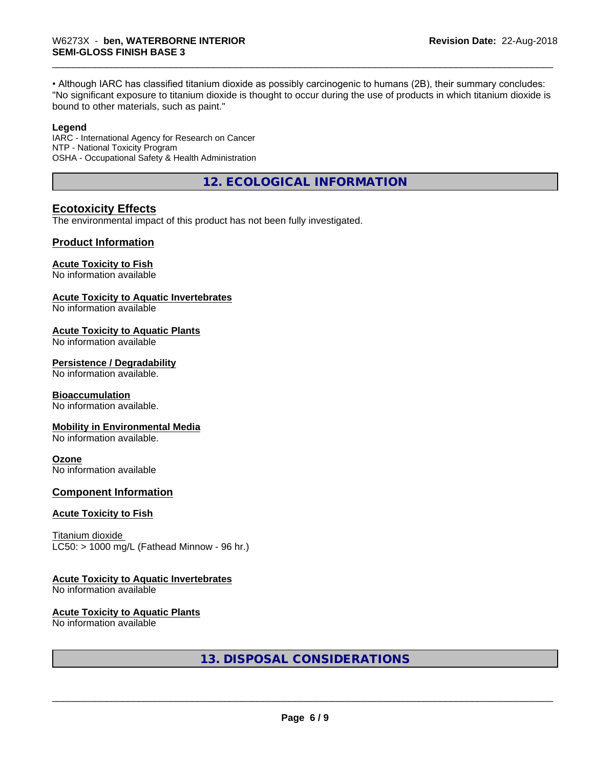• Although IARC has classified titanium dioxide as possibly carcinogenic to humans (2B), their summary concludes: "No significant exposure to titanium dioxide is thought to occur during the use of products in which titanium dioxide is bound to other materials, such as paint."

**Legend**

IARC - International Agency for Research on Cancer
NTP - National Toxicity Program
OSHA - Occupational Safety & Health Administration

## 12. ECOLOGICAL INFORMATION

### Ecotoxicity Effects

The environmental impact of this product has not been fully investigated.

### Product Information

**Acute Toxicity to Fish**
No information available

**Acute Toxicity to Aquatic Invertebrates**
No information available

**Acute Toxicity to Aquatic Plants**
No information available

**Persistence / Degradability**
No information available.

**Bioaccumulation**
No information available.

**Mobility in Environmental Media**
No information available.

**Ozone**
No information available

### Component Information

**Acute Toxicity to Fish**

Titanium dioxide
LC50: > 1000 mg/L (Fathead Minnow - 96 hr.)

**Acute Toxicity to Aquatic Invertebrates**
No information available

**Acute Toxicity to Aquatic Plants**
No information available

## 13. DISPOSAL CONSIDERATIONS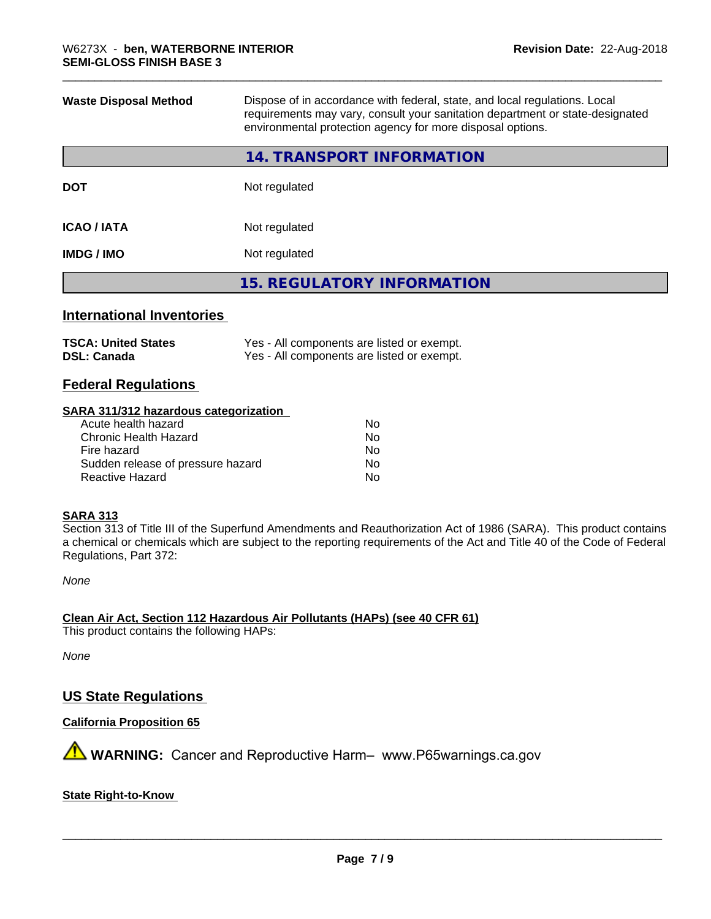| | |
|---|---|
| **Waste Disposal Method** | Dispose of in accordance with federal, state, and local regulations. Local requirements may vary, consult your sanitation department or state-designated environmental protection agency for more disposal options. |

## 14. TRANSPORT INFORMATION

| | |
|---|---|
| **DOT** | Not regulated |
| **ICAO / IATA** | Not regulated |
| **IMDG / IMO** | Not regulated |

## 15. REGULATORY INFORMATION

### International Inventories

| | |
|---|---|
| **TSCA: United States** | Yes - All components are listed or exempt. |
| **DSL: Canada** | Yes - All components are listed or exempt. |

### Federal Regulations

**SARA 311/312 hazardous categorization**

| | |
|---|---|
| Acute health hazard | No |
| Chronic Health Hazard | No |
| Fire hazard | No |
| Sudden release of pressure hazard | No |
| Reactive Hazard | No |

**SARA 313**

Section 313 of Title III of the Superfund Amendments and Reauthorization Act of 1986 (SARA). This product contains a chemical or chemicals which are subject to the reporting requirements of the Act and Title 40 of the Code of Federal Regulations, Part 372:

*None*

**Clean Air Act, Section 112 Hazardous Air Pollutants (HAPs) (see 40 CFR 61)**

This product contains the following HAPs:

*None*

### US State Regulations

**California Proposition 65**

⚠ **WARNING:** Cancer and Reproductive Harm– www.P65warnings.ca.gov

**State Right-to-Know**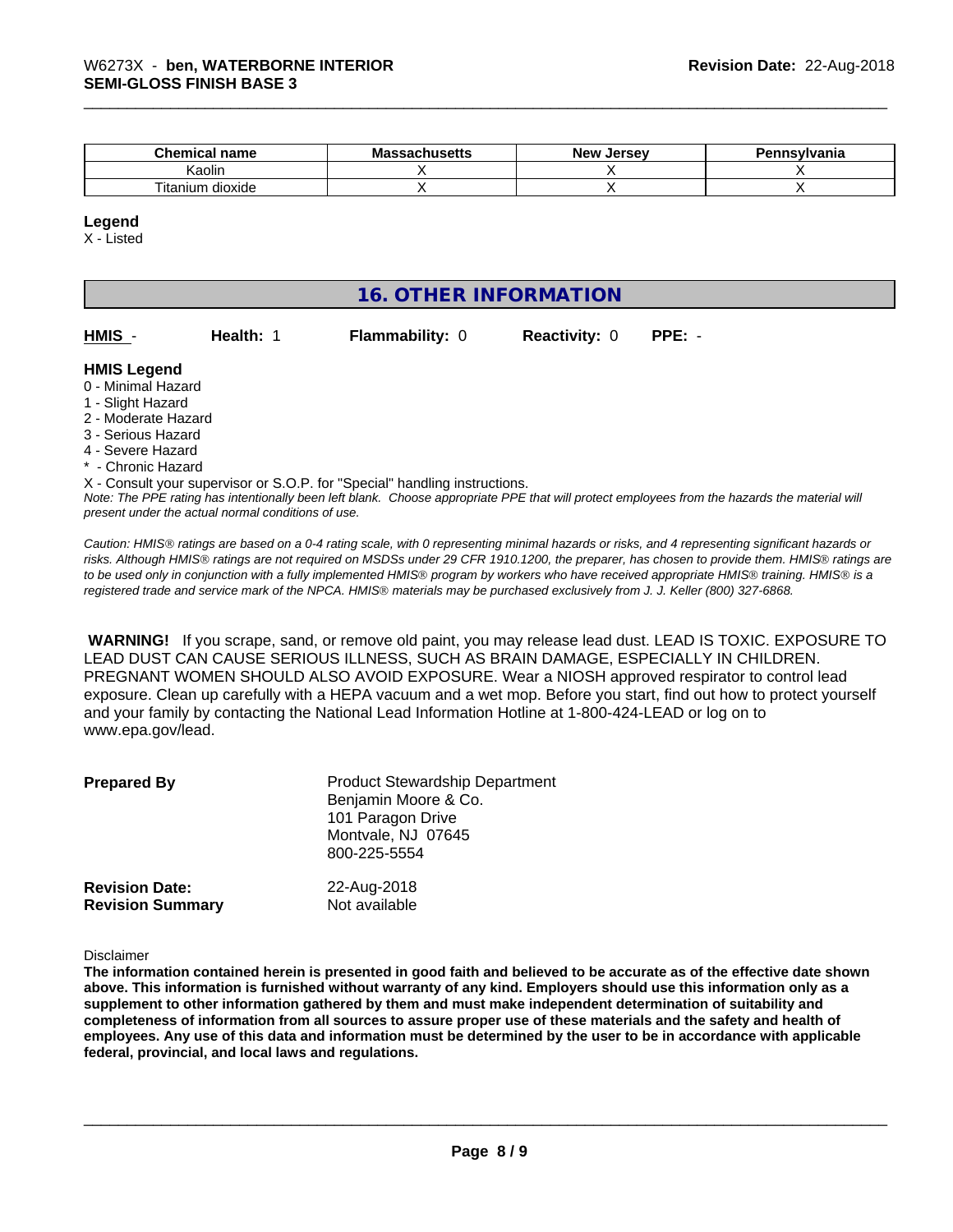| Chemical name | Massachusetts | New Jersey | Pennsylvania |
|---|---|---|---|
| Kaolin | X | X | X |
| Titanium dioxide | X | X | X |

**Legend**

X - Listed

## 16. OTHER INFORMATION

**HMIS** - **Health:** 1 **Flammability:** 0 **Reactivity:** 0 **PPE:** -

**HMIS Legend**

0 - Minimal Hazard
1 - Slight Hazard
2 - Moderate Hazard
3 - Serious Hazard
4 - Severe Hazard
* - Chronic Hazard
X - Consult your supervisor or S.O.P. for "Special" handling instructions.

*Note: The PPE rating has intentionally been left blank. Choose appropriate PPE that will protect employees from the hazards the material will present under the actual normal conditions of use.*

*Caution: HMIS® ratings are based on a 0-4 rating scale, with 0 representing minimal hazards or risks, and 4 representing significant hazards or risks. Although HMIS® ratings are not required on MSDSs under 29 CFR 1910.1200, the preparer, has chosen to provide them. HMIS® ratings are to be used only in conjunction with a fully implemented HMIS® program by workers who have received appropriate HMIS® training. HMIS® is a registered trade and service mark of the NPCA. HMIS® materials may be purchased exclusively from J. J. Keller (800) 327-6868.*

**WARNING!** If you scrape, sand, or remove old paint, you may release lead dust. LEAD IS TOXIC. EXPOSURE TO LEAD DUST CAN CAUSE SERIOUS ILLNESS, SUCH AS BRAIN DAMAGE, ESPECIALLY IN CHILDREN. PREGNANT WOMEN SHOULD ALSO AVOID EXPOSURE. Wear a NIOSH approved respirator to control lead exposure. Clean up carefully with a HEPA vacuum and a wet mop. Before you start, find out how to protect yourself and your family by contacting the National Lead Information Hotline at 1-800-424-LEAD or log on to www.epa.gov/lead.

**Prepared By**

Product Stewardship Department
Benjamin Moore & Co.
101 Paragon Drive
Montvale, NJ 07645
800-225-5554

**Revision Date:** 22-Aug-2018
**Revision Summary** Not available

Disclaimer

**The information contained herein is presented in good faith and believed to be accurate as of the effective date shown above. This information is furnished without warranty of any kind. Employers should use this information only as a supplement to other information gathered by them and must make independent determination of suitability and completeness of information from all sources to assure proper use of these materials and the safety and health of employees. Any use of this data and information must be determined by the user to be in accordance with applicable federal, provincial, and local laws and regulations.**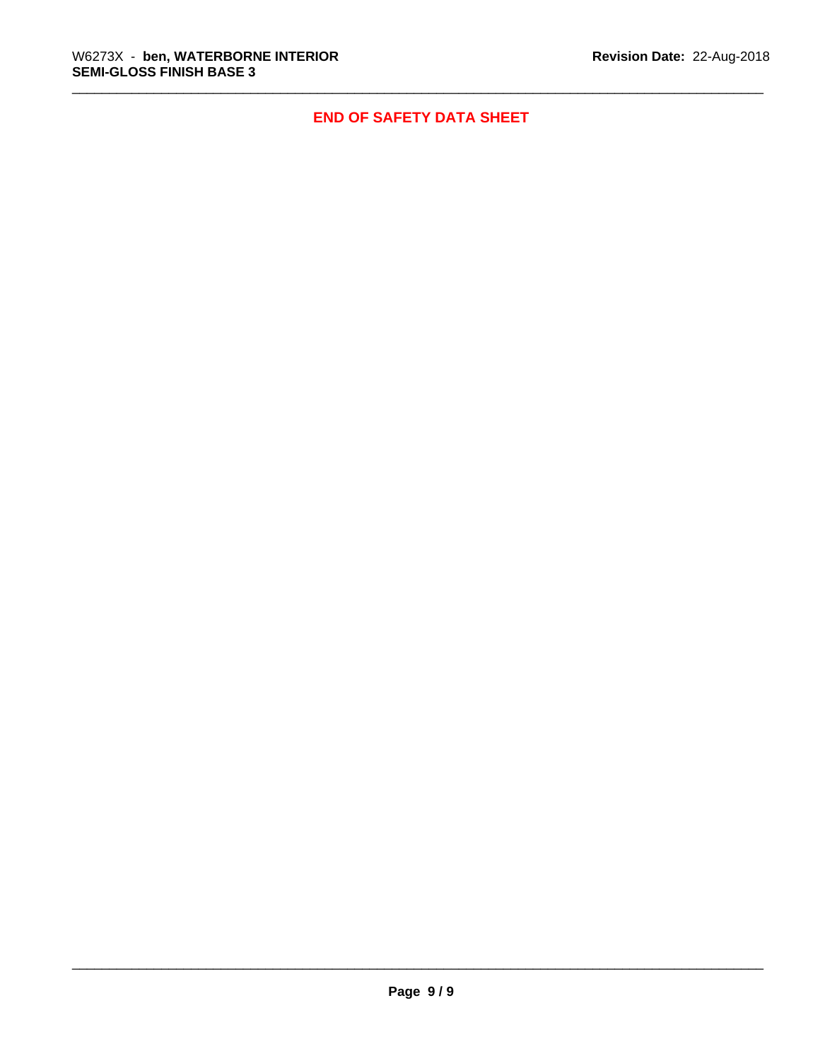**END OF SAFETY DATA SHEET**